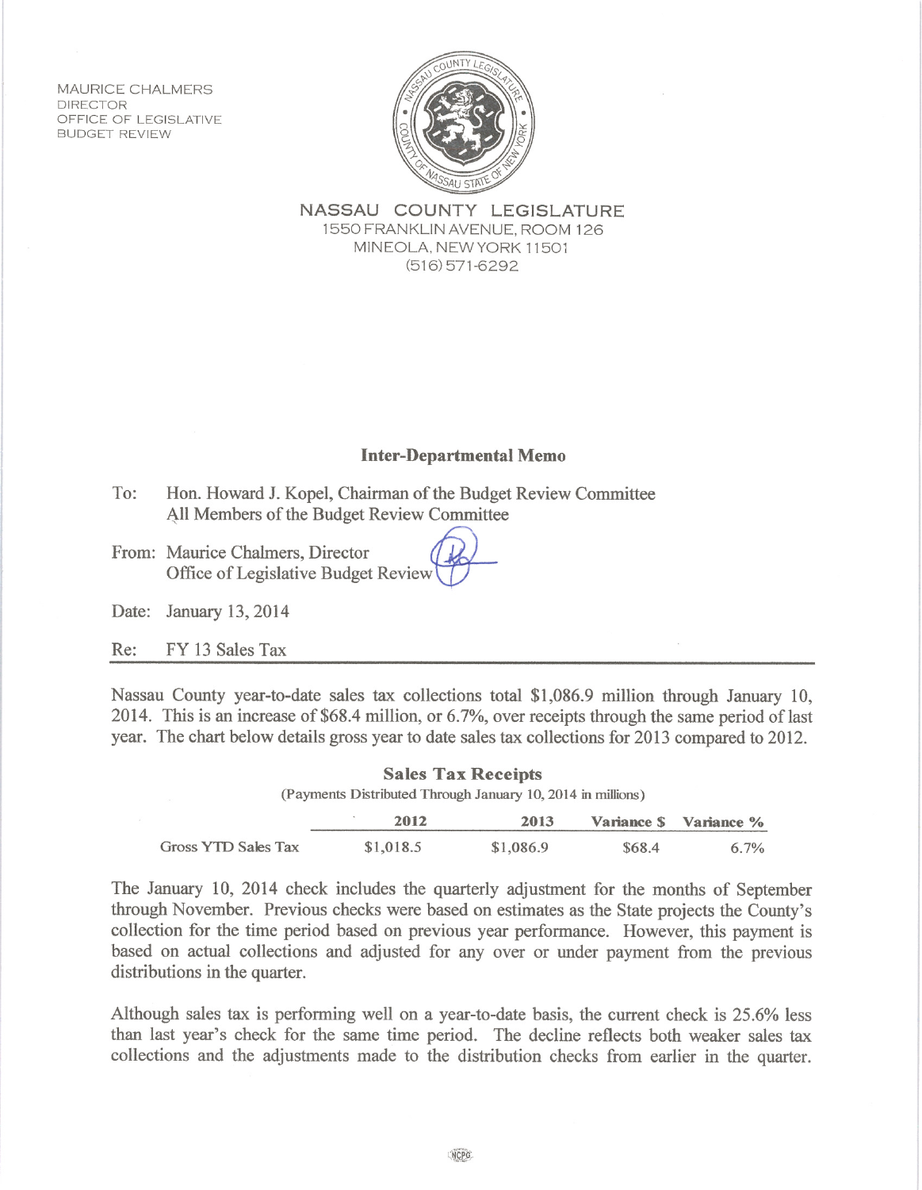MAURICE CHALMERS
DIRECTOR
OFFICE OF LEGISLATIVE
BUDGET REVIEW

NASSAU COUNTY LEGISLATURE
1550 FRANKLIN AVENUE, ROOM 126
MINEOLA, NEW YORK 11501
(516) 571-6292

## Inter-Departmental Memo

To: Hon. Howard J. Kopel, Chairman of the Budget Review Committee
All Members of the Budget Review Committee

From: Maurice Chalmers, Director
Office of Legislative Budget Review

Date: January 13, 2014

Re: FY 13 Sales Tax

Nassau County year-to-date sales tax collections total $1,086.9 million through January 10, 2014. This is an increase of $68.4 million, or 6.7%, over receipts through the same period of last year. The chart below details gross year to date sales tax collections for 2013 compared to 2012.

**Sales Tax Receipts**
(Payments Distributed Through January 10, 2014 in millions)

| | 2012 | 2013 | Variance $ | Variance % |
|---|---|---|---|---|
| Gross YTD Sales Tax | $1,018.5 | $1,086.9 | $68.4 | 6.7% |

The January 10, 2014 check includes the quarterly adjustment for the months of September through November. Previous checks were based on estimates as the State projects the County's collection for the time period based on previous year performance. However, this payment is based on actual collections and adjusted for any over or under payment from the previous distributions in the quarter.

Although sales tax is performing well on a year-to-date basis, the current check is 25.6% less than last year's check for the same time period. The decline reflects both weaker sales tax collections and the adjustments made to the distribution checks from earlier in the quarter.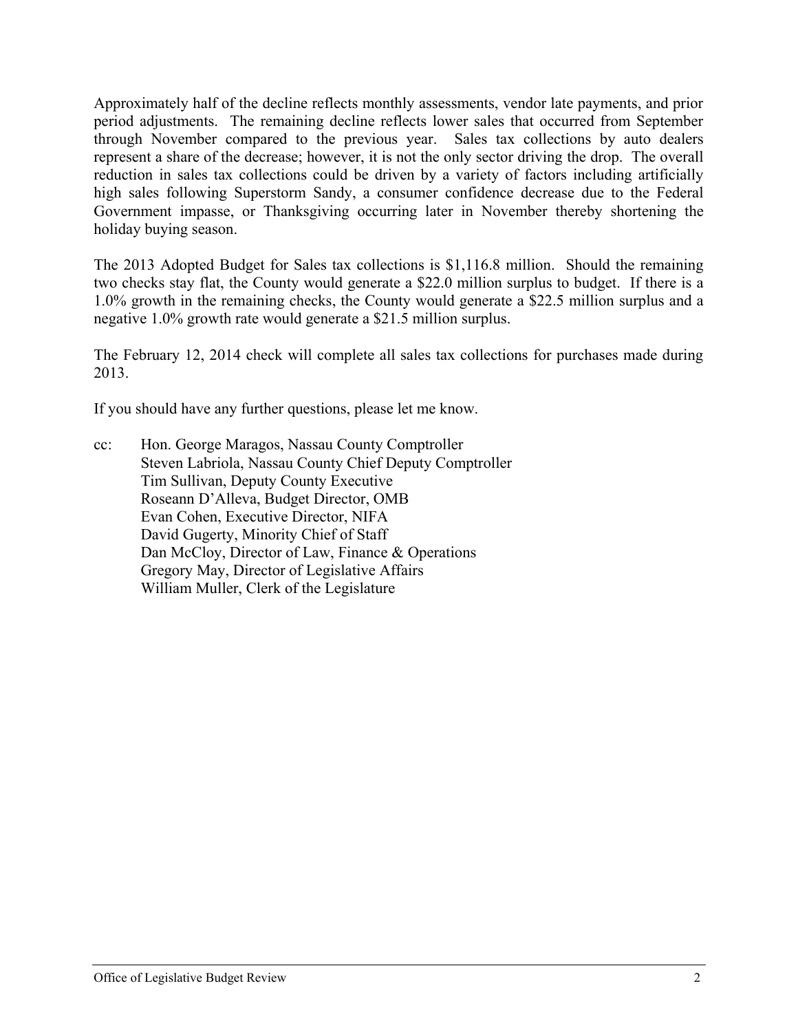Approximately half of the decline reflects monthly assessments, vendor late payments, and prior period adjustments. The remaining decline reflects lower sales that occurred from September through November compared to the previous year. Sales tax collections by auto dealers represent a share of the decrease; however, it is not the only sector driving the drop. The overall reduction in sales tax collections could be driven by a variety of factors including artificially high sales following Superstorm Sandy, a consumer confidence decrease due to the Federal Government impasse, or Thanksgiving occurring later in November thereby shortening the holiday buying season.

The 2013 Adopted Budget for Sales tax collections is $1,116.8 million. Should the remaining two checks stay flat, the County would generate a $22.0 million surplus to budget. If there is a 1.0% growth in the remaining checks, the County would generate a $22.5 million surplus and a negative 1.0% growth rate would generate a $21.5 million surplus.

The February 12, 2014 check will complete all sales tax collections for purchases made during 2013.

If you should have any further questions, please let me know.

cc: Hon. George Maragos, Nassau County Comptroller
Steven Labriola, Nassau County Chief Deputy Comptroller
Tim Sullivan, Deputy County Executive
Roseann D'Alleva, Budget Director, OMB
Evan Cohen, Executive Director, NIFA
David Gugerty, Minority Chief of Staff
Dan McCloy, Director of Law, Finance & Operations
Gregory May, Director of Legislative Affairs
William Muller, Clerk of the Legislature